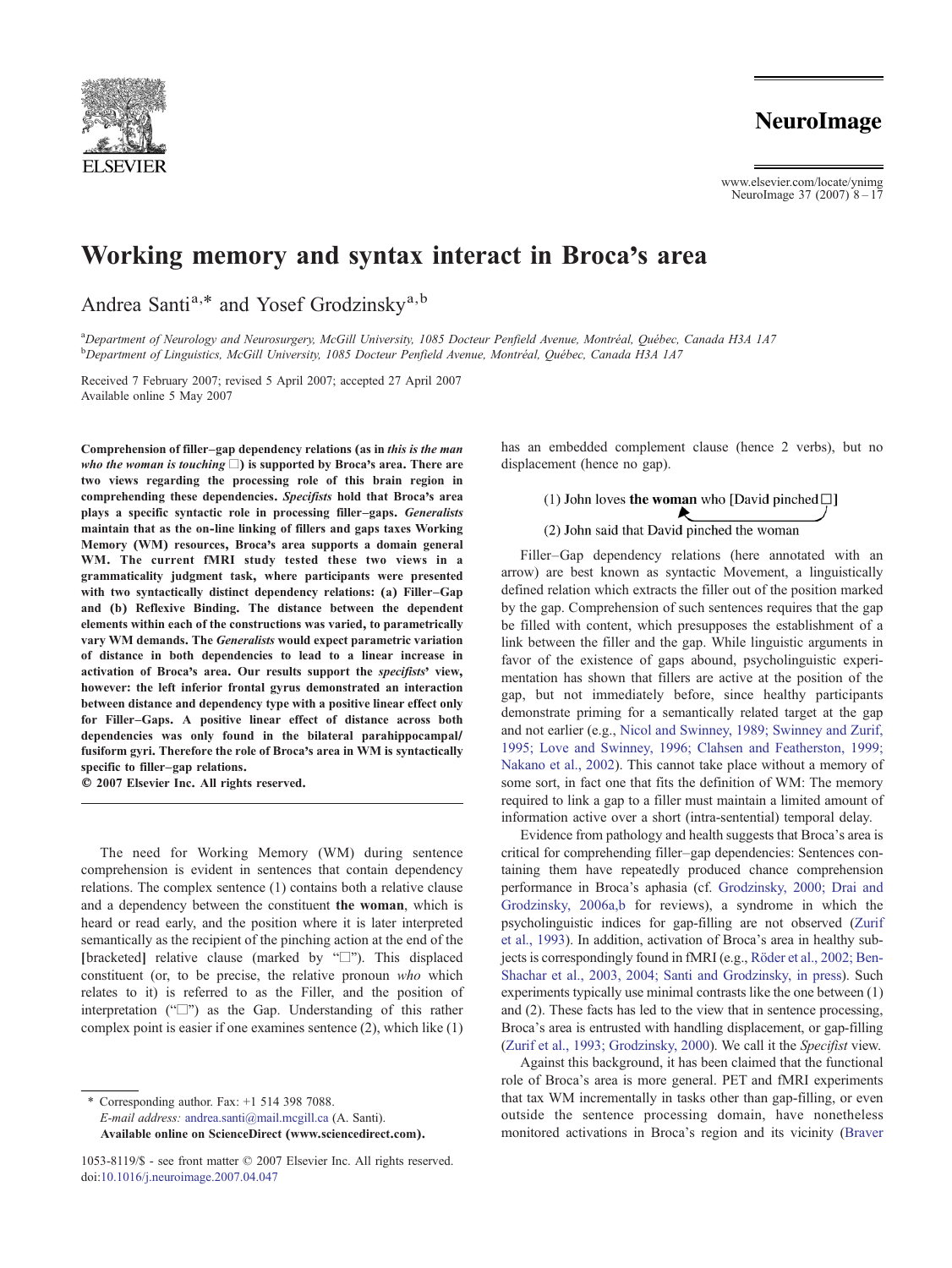# Working memory and syntax interact in Broca's area

Andrea Santi[a,*] and Yosef Grodzinsky[a,b]

[a]*Department of Neurology and Neurosurgery, McGill University, 1085 Docteur Penfield Avenue, Montréal, Québec, Canada H3A 1A7*
[b]*Department of Linguistics, McGill University, 1085 Docteur Penfield Avenue, Montréal, Québec, Canada H3A 1A7*

Received 7 February 2007; revised 5 April 2007; accepted 27 April 2007
Available online 5 May 2007

**Comprehension of filler–gap dependency relations (as in *this is the man who the woman is touching* □) is supported by Broca's area. There are two views regarding the processing role of this brain region in comprehending these dependencies. *Specifists* hold that Broca's area plays a specific syntactic role in processing filler–gaps. *Generalists* maintain that as the on-line linking of fillers and gaps taxes Working Memory (WM) resources, Broca's area supports a domain general WM. The current fMRI study tested these two views in a grammaticality judgment task, where participants were presented with two syntactically distinct dependency relations: (a) Filler–Gap and (b) Reflexive Binding. The distance between the dependent elements within each of the constructions was varied, to parametrically vary WM demands. The *Generalists* would expect parametric variation of distance in both dependencies to lead to a linear increase in activation of Broca's area. Our results support the *specifists*' view, however: the left inferior frontal gyrus demonstrated an interaction between distance and dependency type with a positive linear effect only for Filler–Gaps. A positive linear effect of distance across both dependencies was only found in the bilateral parahippocampal/fusiform gyri. Therefore the role of Broca's area in WM is syntactically specific to filler–gap relations.**
**© 2007 Elsevier Inc. All rights reserved.**

The need for Working Memory (WM) during sentence comprehension is evident in sentences that contain dependency relations. The complex sentence (1) contains both a relative clause and a dependency between the constituent **the woman**, which is heard or read early, and the position where it is later interpreted semantically as the recipient of the pinching action at the end of the [bracketed] relative clause (marked by "□"). This displaced constituent (or, to be precise, the relative pronoun *who* which relates to it) is referred to as the Filler, and the position of interpretation ("□") as the Gap. Understanding of this rather complex point is easier if one examines sentence (2), which like (1) has an embedded complement clause (hence 2 verbs), but no displacement (hence no gap).

(1) John loves **the woman** who [David pinched □]

(2) John said that David pinched the woman

Filler–Gap dependency relations (here annotated with an arrow) are best known as syntactic Movement, a linguistically defined relation which extracts the filler out of the position marked by the gap. Comprehension of such sentences requires that the gap be filled with content, which presupposes the establishment of a link between the filler and the gap. While linguistic arguments in favor of the existence of gaps abound, psycholinguistic experimentation has shown that fillers are active at the position of the gap, but not immediately before, since healthy participants demonstrate priming for a semantically related target at the gap and not earlier (e.g., Nicol and Swinney, 1989; Swinney and Zurif, 1995; Love and Swinney, 1996; Clahsen and Featherston, 1999; Nakano et al., 2002). This cannot take place without a memory of some sort, in fact one that fits the definition of WM: The memory required to link a gap to a filler must maintain a limited amount of information active over a short (intra-sentential) temporal delay.

Evidence from pathology and health suggests that Broca's area is critical for comprehending filler–gap dependencies: Sentences containing them have repeatedly produced chance comprehension performance in Broca's aphasia (cf. Grodzinsky, 2000; Drai and Grodzinsky, 2006a,b for reviews), a syndrome in which the psycholinguistic indices for gap-filling are not observed (Zurif et al., 1993). In addition, activation of Broca's area in healthy subjects is correspondingly found in fMRI (e.g., Röder et al., 2002; Ben-Shachar et al., 2003, 2004; Santi and Grodzinsky, in press). Such experiments typically use minimal contrasts like the one between (1) and (2). These facts has led to the view that in sentence processing, Broca's area is entrusted with handling displacement, or gap-filling (Zurif et al., 1993; Grodzinsky, 2000). We call it the *Specifist* view.

Against this background, it has been claimed that the functional role of Broca's area is more general. PET and fMRI experiments that tax WM incrementally in tasks other than gap-filling, or even outside the sentence processing domain, have nonetheless monitored activations in Broca's region and its vicinity (Braver

\* Corresponding author. Fax: +1 514 398 7088.
*E-mail address:* andrea.santi@mail.mcgill.ca (A. Santi).
**Available online on ScienceDirect (www.sciencedirect.com).**

1053-8119/$ - see front matter © 2007 Elsevier Inc. All rights reserved.
doi:10.1016/j.neuroimage.2007.04.047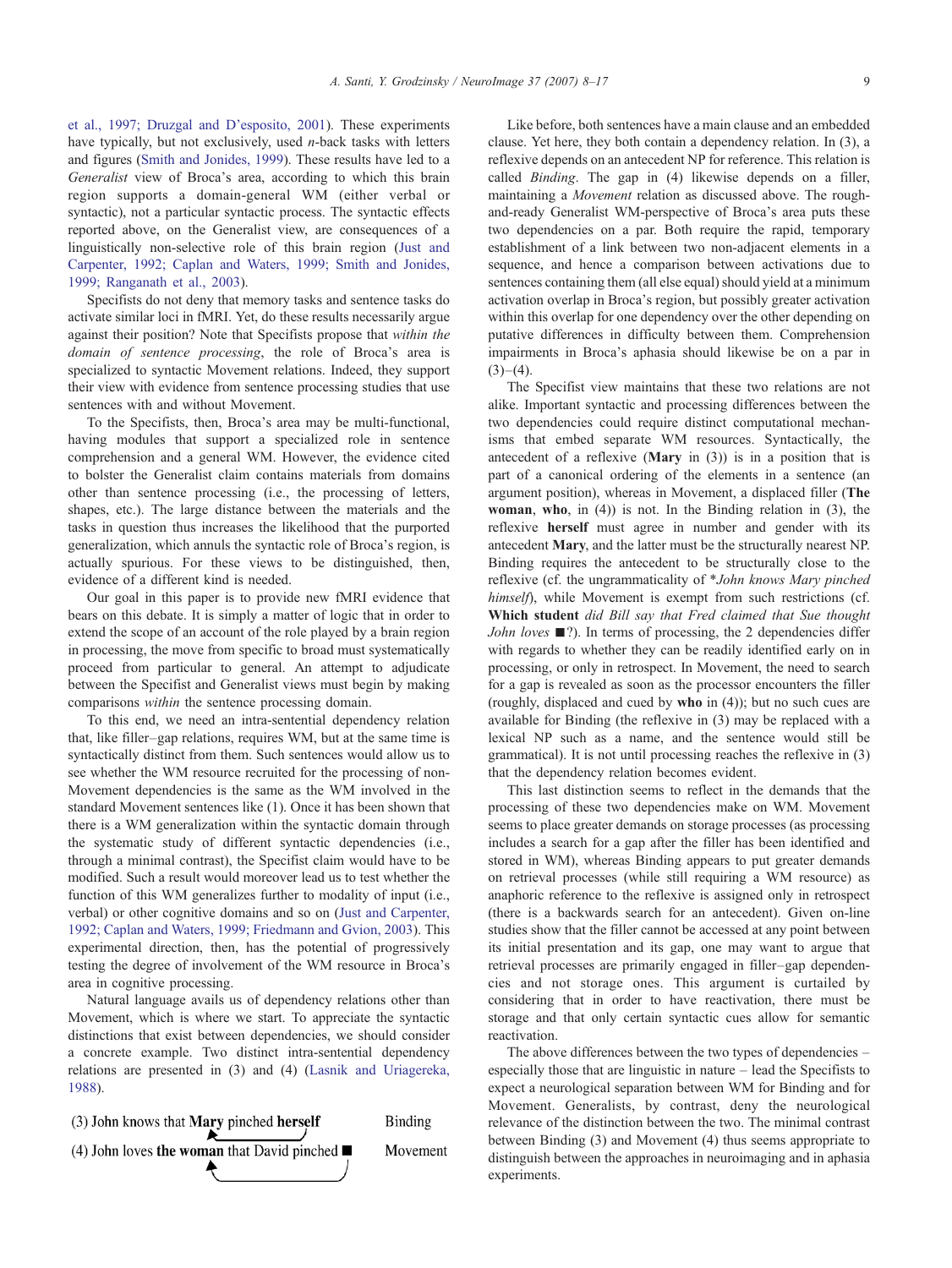et al., 1997; Druzgal and D'esposito, 2001). These experiments have typically, but not exclusively, used *n*-back tasks with letters and figures (Smith and Jonides, 1999). These results have led to a *Generalist* view of Broca's area, according to which this brain region supports a domain-general WM (either verbal or syntactic), not a particular syntactic process. The syntactic effects reported above, on the Generalist view, are consequences of a linguistically non-selective role of this brain region (Just and Carpenter, 1992; Caplan and Waters, 1999; Smith and Jonides, 1999; Ranganath et al., 2003).

Specifists do not deny that memory tasks and sentence tasks do activate similar loci in fMRI. Yet, do these results necessarily argue against their position? Note that Specifists propose that *within the domain of sentence processing*, the role of Broca's area is specialized to syntactic Movement relations. Indeed, they support their view with evidence from sentence processing studies that use sentences with and without Movement.

To the Specifists, then, Broca's area may be multi-functional, having modules that support a specialized role in sentence comprehension and a general WM. However, the evidence cited to bolster the Generalist claim contains materials from domains other than sentence processing (i.e., the processing of letters, shapes, etc.). The large distance between the materials and the tasks in question thus increases the likelihood that the purported generalization, which annuls the syntactic role of Broca's region, is actually spurious. For these views to be distinguished, then, evidence of a different kind is needed.

Our goal in this paper is to provide new fMRI evidence that bears on this debate. It is simply a matter of logic that in order to extend the scope of an account of the role played by a brain region in processing, the move from specific to broad must systematically proceed from particular to general. An attempt to adjudicate between the Specifist and Generalist views must begin by making comparisons *within* the sentence processing domain.

To this end, we need an intra-sentential dependency relation that, like filler–gap relations, requires WM, but at the same time is syntactically distinct from them. Such sentences would allow us to see whether the WM resource recruited for the processing of non-Movement dependencies is the same as the WM involved in the standard Movement sentences like (1). Once it has been shown that there is a WM generalization within the syntactic domain through the systematic study of different syntactic dependencies (i.e., through a minimal contrast), the Specifist claim would have to be modified. Such a result would moreover lead us to test whether the function of this WM generalizes further to modality of input (i.e., verbal) or other cognitive domains and so on (Just and Carpenter, 1992; Caplan and Waters, 1999; Friedmann and Gvion, 2003). This experimental direction, then, has the potential of progressively testing the degree of involvement of the WM resource in Broca's area in cognitive processing.

Natural language avails us of dependency relations other than Movement, which is where we start. To appreciate the syntactic distinctions that exist between dependencies, we should consider a concrete example. Two distinct intra-sentential dependency relations are presented in (3) and (4) (Lasnik and Uriagereka, 1988).

(3) John knows that **Mary** pinched **herself** — Binding

(4) John loves **the woman** that David pinched ■ — Movement

Like before, both sentences have a main clause and an embedded clause. Yet here, they both contain a dependency relation. In (3), a reflexive depends on an antecedent NP for reference. This relation is called *Binding*. The gap in (4) likewise depends on a filler, maintaining a *Movement* relation as discussed above. The rough-and-ready Generalist WM-perspective of Broca's area puts these two dependencies on a par. Both require the rapid, temporary establishment of a link between two non-adjacent elements in a sequence, and hence a comparison between activations due to sentences containing them (all else equal) should yield at a minimum activation overlap in Broca's region, but possibly greater activation within this overlap for one dependency over the other depending on putative differences in difficulty between them. Comprehension impairments in Broca's aphasia should likewise be on a par in (3)–(4).

The Specifist view maintains that these two relations are not alike. Important syntactic and processing differences between the two dependencies could require distinct computational mechanisms that embed separate WM resources. Syntactically, the antecedent of a reflexive (**Mary** in (3)) is in a position that is part of a canonical ordering of the elements in a sentence (an argument position), whereas in Movement, a displaced filler (**The woman**, **who**, in (4)) is not. In the Binding relation in (3), the reflexive **herself** must agree in number and gender with its antecedent **Mary**, and the latter must be the structurally nearest NP. Binding requires the antecedent to be structurally close to the reflexive (cf. the ungrammaticality of \**John knows Mary pinched himself*), while Movement is exempt from such restrictions (cf. **Which student** *did Bill say that Fred claimed that Sue thought John loves* ■?). In terms of processing, the 2 dependencies differ with regards to whether they can be readily identified early on in processing, or only in retrospect. In Movement, the need to search for a gap is revealed as soon as the processor encounters the filler (roughly, displaced and cued by **who** in (4)); but no such cues are available for Binding (the reflexive in (3) may be replaced with a lexical NP such as a name, and the sentence would still be grammatical). It is not until processing reaches the reflexive in (3) that the dependency relation becomes evident.

This last distinction seems to reflect in the demands that the processing of these two dependencies make on WM. Movement seems to place greater demands on storage processes (as processing includes a search for a gap after the filler has been identified and stored in WM), whereas Binding appears to put greater demands on retrieval processes (while still requiring a WM resource) as anaphoric reference to the reflexive is assigned only in retrospect (there is a backwards search for an antecedent). Given on-line studies show that the filler cannot be accessed at any point between its initial presentation and its gap, one may want to argue that retrieval processes are primarily engaged in filler–gap dependencies and not storage ones. This argument is curtailed by considering that in order to have reactivation, there must be storage and that only certain syntactic cues allow for semantic reactivation.

The above differences between the two types of dependencies – especially those that are linguistic in nature – lead the Specifists to expect a neurological separation between WM for Binding and for Movement. Generalists, by contrast, deny the neurological relevance of the distinction between the two. The minimal contrast between Binding (3) and Movement (4) thus seems appropriate to distinguish between the approaches in neuroimaging and in aphasia experiments.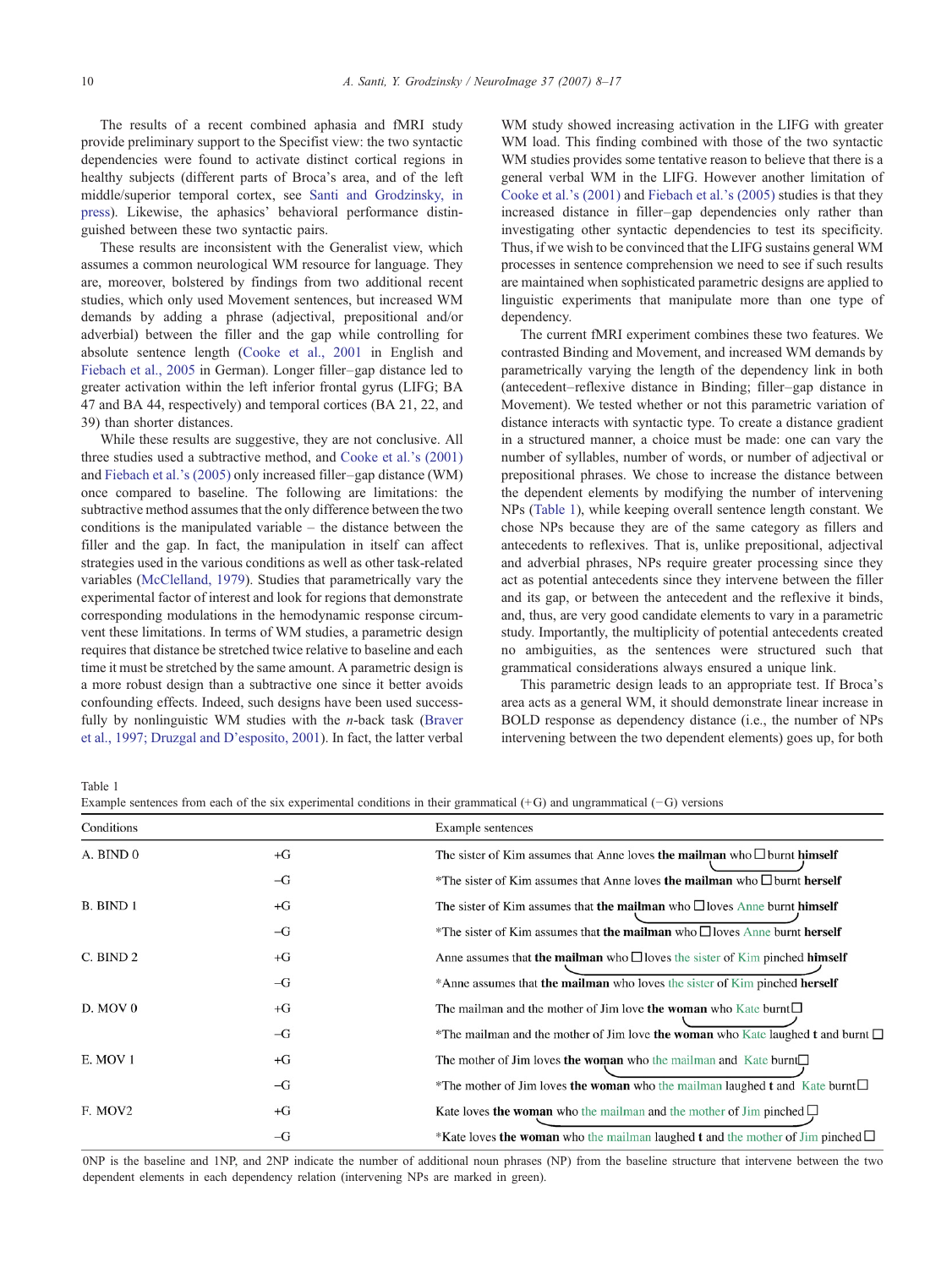The results of a recent combined aphasia and fMRI study provide preliminary support to the Specifist view: the two syntactic dependencies were found to activate distinct cortical regions in healthy subjects (different parts of Broca's area, and of the left middle/superior temporal cortex, see Santi and Grodzinsky, in press). Likewise, the aphasics' behavioral performance distinguished between these two syntactic pairs.

These results are inconsistent with the Generalist view, which assumes a common neurological WM resource for language. They are, moreover, bolstered by findings from two additional recent studies, which only used Movement sentences, but increased WM demands by adding a phrase (adjectival, prepositional and/or adverbial) between the filler and the gap while controlling for absolute sentence length (Cooke et al., 2001 in English and Fiebach et al., 2005 in German). Longer filler–gap distance led to greater activation within the left inferior frontal gyrus (LIFG; BA 47 and BA 44, respectively) and temporal cortices (BA 21, 22, and 39) than shorter distances.

While these results are suggestive, they are not conclusive. All three studies used a subtractive method, and Cooke et al.'s (2001) and Fiebach et al.'s (2005) only increased filler–gap distance (WM) once compared to baseline. The following are limitations: the subtractive method assumes that the only difference between the two conditions is the manipulated variable – the distance between the filler and the gap. In fact, the manipulation in itself can affect strategies used in the various conditions as well as other task-related variables (McClelland, 1979). Studies that parametrically vary the experimental factor of interest and look for regions that demonstrate corresponding modulations in the hemodynamic response circumvent these limitations. In terms of WM studies, a parametric design requires that distance be stretched twice relative to baseline and each time it must be stretched by the same amount. A parametric design is a more robust design than a subtractive one since it better avoids confounding effects. Indeed, such designs have been used successfully by nonlinguistic WM studies with the *n*-back task (Braver et al., 1997; Druzgal and D'esposito, 2001). In fact, the latter verbal WM study showed increasing activation in the LIFG with greater WM load. This finding combined with those of the two syntactic WM studies provides some tentative reason to believe that there is a general verbal WM in the LIFG. However another limitation of Cooke et al.'s (2001) and Fiebach et al.'s (2005) studies is that they increased distance in filler–gap dependencies only rather than investigating other syntactic dependencies to test its specificity. Thus, if we wish to be convinced that the LIFG sustains general WM processes in sentence comprehension we need to see if such results are maintained when sophisticated parametric designs are applied to linguistic experiments that manipulate more than one type of dependency.

The current fMRI experiment combines these two features. We contrasted Binding and Movement, and increased WM demands by parametrically varying the length of the dependency link in both (antecedent–reflexive distance in Binding; filler–gap distance in Movement). We tested whether or not this parametric variation of distance interacts with syntactic type. To create a distance gradient in a structured manner, a choice must be made: one can vary the number of syllables, number of words, or number of adjectival or prepositional phrases. We chose to increase the distance between the dependent elements by modifying the number of intervening NPs (Table 1), while keeping overall sentence length constant. We chose NPs because they are of the same category as fillers and antecedents to reflexives. That is, unlike prepositional, adjectival and adverbial phrases, NPs require greater processing since they act as potential antecedents since they intervene between the filler and its gap, or between the antecedent and the reflexive it binds, and, thus, are very good candidate elements to vary in a parametric study. Importantly, the multiplicity of potential antecedents created no ambiguities, as the sentences were structured such that grammatical considerations always ensured a unique link.

This parametric design leads to an appropriate test. If Broca's area acts as a general WM, it should demonstrate linear increase in BOLD response as dependency distance (i.e., the number of NPs intervening between the two dependent elements) goes up, for both

Table 1
Example sentences from each of the six experimental conditions in their grammatical (+G) and ungrammatical (−G) versions

| Conditions | | Example sentences |
|---|---|---|
| A. BIND 0 | +G | The sister of Kim assumes that Anne loves **the mailman** who ☐ burnt **himself** |
| | −G | *The sister of Kim assumes that Anne loves **the mailman** who ☐ burnt **herself** |
| B. BIND 1 | +G | The sister of Kim assumes that **the mailman** who ☐ loves Anne burnt **himself** |
| | −G | *The sister of Kim assumes that **the mailman** who ☐ loves Anne burnt **herself** |
| C. BIND 2 | +G | Anne assumes that **the mailman** who ☐ loves the sister of Kim pinched **himself** |
| | −G | *Anne assumes that **the mailman** who loves the sister of Kim pinched **herself** |
| D. MOV 0 | +G | The mailman and the mother of Jim love **the woman** who Kate burnt ☐ |
| | −G | *The mailman and the mother of Jim love **the woman** who Kate laughed **t** and burnt ☐ |
| E. MOV 1 | +G | The mother of Jim loves **the woman** who the mailman and Kate burnt ☐ |
| | −G | *The mother of Jim loves **the woman** who the mailman laughed **t** and Kate burnt ☐ |
| F. MOV2 | +G | Kate loves **the woman** who the mailman and the mother of Jim pinched ☐ |
| | −G | *Kate loves **the woman** who the mailman laughed **t** and the mother of Jim pinched ☐ |

0NP is the baseline and 1NP, and 2NP indicate the number of additional noun phrases (NP) from the baseline structure that intervene between the two dependent elements in each dependency relation (intervening NPs are marked in green).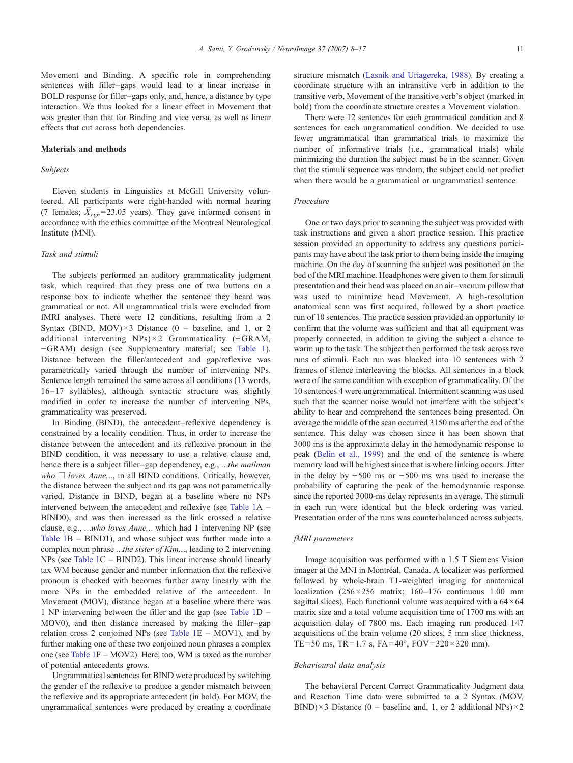Movement and Binding. A specific role in comprehending sentences with filler–gaps would lead to a linear increase in BOLD response for filler–gaps only, and, hence, a distance by type interaction. We thus looked for a linear effect in Movement that was greater than that for Binding and vice versa, as well as linear effects that cut across both dependencies.

## Materials and methods

### Subjects

Eleven students in Linguistics at McGill University volunteered. All participants were right-handed with normal hearing (7 females; $\bar{X}_{\text{age}}=23.05$ years). They gave informed consent in accordance with the ethics committee of the Montreal Neurological Institute (MNI).

### Task and stimuli

The subjects performed an auditory grammaticality judgment task, which required that they press one of two buttons on a response box to indicate whether the sentence they heard was grammatical or not. All ungrammatical trials were excluded from fMRI analyses. There were 12 conditions, resulting from a 2 Syntax (BIND, MOV)×3 Distance (0 – baseline, and 1, or 2 additional intervening NPs)×2 Grammaticality (+GRAM, −GRAM) design (see Supplementary material; see Table 1). Distance between the filler/antecedent and gap/reflexive was parametrically varied through the number of intervening NPs. Sentence length remained the same across all conditions (13 words, 16–17 syllables), although syntactic structure was slightly modified in order to increase the number of intervening NPs, grammaticality was preserved.

In Binding (BIND), the antecedent–reflexive dependency is constrained by a locality condition. Thus, in order to increase the distance between the antecedent and its reflexive pronoun in the BIND condition, it was necessary to use a relative clause and, hence there is a subject filler–gap dependency, e.g., *…the mailman who* □ *loves Anne…*, in all BIND conditions. Critically, however, the distance between the subject and its gap was not parametrically varied. Distance in BIND, began at a baseline where no NPs intervened between the antecedent and reflexive (see Table 1A – BIND0), and was then increased as the link crossed a relative clause, e.g., *…who loves Anne…* which had 1 intervening NP (see Table 1B – BIND1), and whose subject was further made into a complex noun phrase *…the sister of Kim…*, leading to 2 intervening NPs (see Table 1C – BIND2). This linear increase should linearly tax WM because gender and number information that the reflexive pronoun is checked with becomes further away linearly with the more NPs in the embedded relative of the antecedent. In Movement (MOV), distance began at a baseline where there was 1 NP intervening between the filler and the gap (see Table 1D – MOV0), and then distance increased by making the filler–gap relation cross 2 conjoined NPs (see Table 1E – MOV1), and by further making one of these two conjoined noun phrases a complex one (see Table 1F – MOV2). Here, too, WM is taxed as the number of potential antecedents grows.

Ungrammatical sentences for BIND were produced by switching the gender of the reflexive to produce a gender mismatch between the reflexive and its appropriate antecedent (in bold). For MOV, the ungrammatical sentences were produced by creating a coordinate structure mismatch (Lasnik and Uriagereka, 1988). By creating a coordinate structure with an intransitive verb in addition to the transitive verb, Movement of the transitive verb's object (marked in bold) from the coordinate structure creates a Movement violation.

There were 12 sentences for each grammatical condition and 8 sentences for each ungrammatical condition. We decided to use fewer ungrammatical than grammatical trials to maximize the number of informative trials (i.e., grammatical trials) while minimizing the duration the subject must be in the scanner. Given that the stimuli sequence was random, the subject could not predict when there would be a grammatical or ungrammatical sentence.

### Procedure

One or two days prior to scanning the subject was provided with task instructions and given a short practice session. This practice session provided an opportunity to address any questions participants may have about the task prior to them being inside the imaging machine. On the day of scanning the subject was positioned on the bed of the MRI machine. Headphones were given to them for stimuli presentation and their head was placed on an air–vacuum pillow that was used to minimize head Movement. A high-resolution anatomical scan was first acquired, followed by a short practice run of 10 sentences. The practice session provided an opportunity to confirm that the volume was sufficient and that all equipment was properly connected, in addition to giving the subject a chance to warm up to the task. The subject then performed the task across two runs of stimuli. Each run was blocked into 10 sentences with 2 frames of silence interleaving the blocks. All sentences in a block were of the same condition with exception of grammaticality. Of the 10 sentences 4 were ungrammatical. Intermittent scanning was used such that the scanner noise would not interfere with the subject's ability to hear and comprehend the sentences being presented. On average the middle of the scan occurred 3150 ms after the end of the sentence. This delay was chosen since it has been shown that 3000 ms is the approximate delay in the hemodynamic response to peak (Belin et al., 1999) and the end of the sentence is where memory load will be highest since that is where linking occurs. Jitter in the delay by +500 ms or −500 ms was used to increase the probability of capturing the peak of the hemodynamic response since the reported 3000-ms delay represents an average. The stimuli in each run were identical but the block ordering was varied. Presentation order of the runs was counterbalanced across subjects.

### fMRI parameters

Image acquisition was performed with a 1.5 T Siemens Vision imager at the MNI in Montréal, Canada. A localizer was performed followed by whole-brain T1-weighted imaging for anatomical localization (256×256 matrix; 160–176 continuous 1.00 mm sagittal slices). Each functional volume was acquired with a 64×64 matrix size and a total volume acquisition time of 1700 ms with an acquisition delay of 7800 ms. Each imaging run produced 147 acquisitions of the brain volume (20 slices, 5 mm slice thickness, TE=50 ms, TR=1.7 s, FA=40°, FOV=320×320 mm).

### Behavioural data analysis

The behavioral Percent Correct Grammaticality Judgment data and Reaction Time data were submitted to a 2 Syntax (MOV, BIND)×3 Distance (0 – baseline and, 1, or 2 additional NPs)×2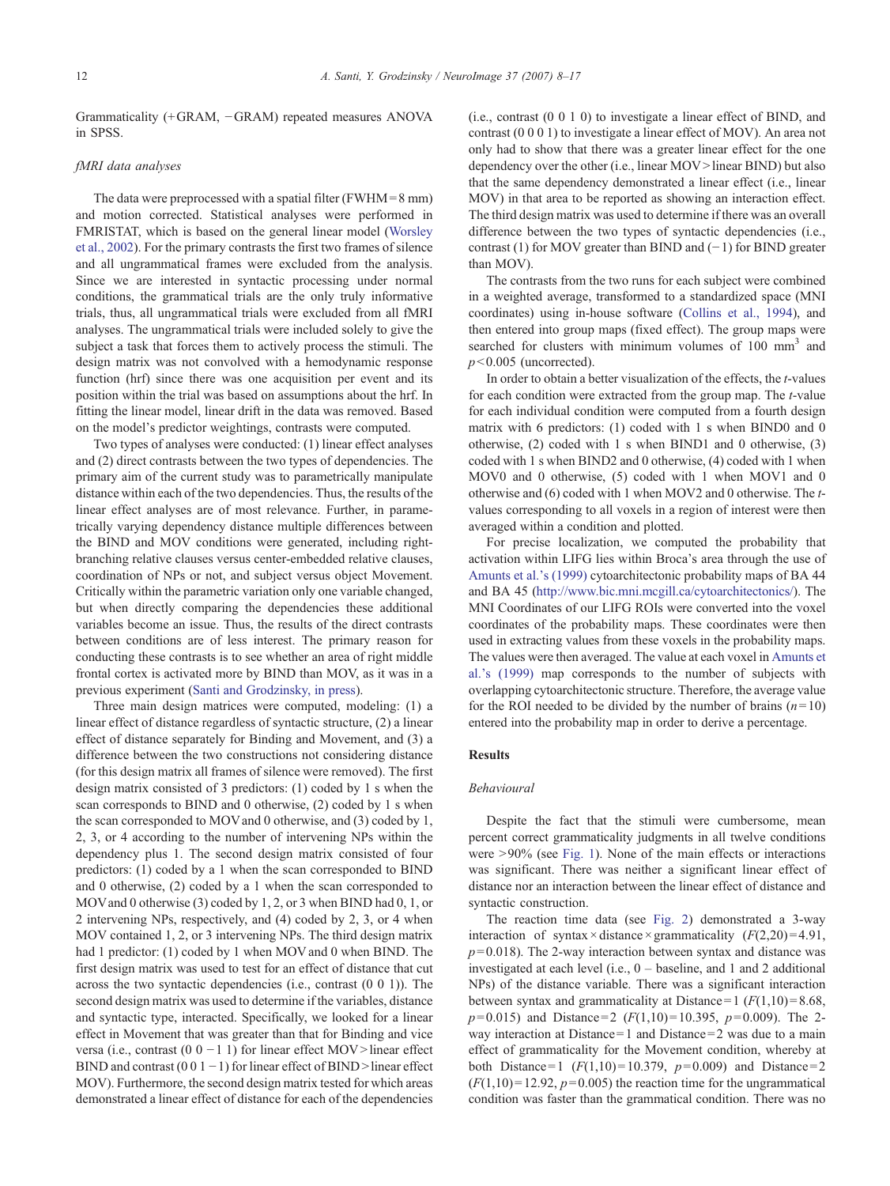Grammaticality (+GRAM, −GRAM) repeated measures ANOVA in SPSS.

### fMRI data analyses

The data were preprocessed with a spatial filter (FWHM = 8 mm) and motion corrected. Statistical analyses were performed in FMRISTAT, which is based on the general linear model (Worsley et al., 2002). For the primary contrasts the first two frames of silence and all ungrammatical frames were excluded from the analysis. Since we are interested in syntactic processing under normal conditions, the grammatical trials are the only truly informative trials, thus, all ungrammatical trials were excluded from all fMRI analyses. The ungrammatical trials were included solely to give the subject a task that forces them to actively process the stimuli. The design matrix was not convolved with a hemodynamic response function (hrf) since there was one acquisition per event and its position within the trial was based on assumptions about the hrf. In fitting the linear model, linear drift in the data was removed. Based on the model's predictor weightings, contrasts were computed.

Two types of analyses were conducted: (1) linear effect analyses and (2) direct contrasts between the two types of dependencies. The primary aim of the current study was to parametrically manipulate distance within each of the two dependencies. Thus, the results of the linear effect analyses are of most relevance. Further, in parametrically varying dependency distance multiple differences between the BIND and MOV conditions were generated, including right-branching relative clauses versus center-embedded relative clauses, coordination of NPs or not, and subject versus object Movement. Critically within the parametric variation only one variable changed, but when directly comparing the dependencies these additional variables become an issue. Thus, the results of the direct contrasts between conditions are of less interest. The primary reason for conducting these contrasts is to see whether an area of right middle frontal cortex is activated more by BIND than MOV, as it was in a previous experiment (Santi and Grodzinsky, in press).

Three main design matrices were computed, modeling: (1) a linear effect of distance regardless of syntactic structure, (2) a linear effect of distance separately for Binding and Movement, and (3) a difference between the two constructions not considering distance (for this design matrix all frames of silence were removed). The first design matrix consisted of 3 predictors: (1) coded by 1 s when the scan corresponds to BIND and 0 otherwise, (2) coded by 1 s when the scan corresponded to MOV and 0 otherwise, and (3) coded by 1, 2, 3, or 4 according to the number of intervening NPs within the dependency plus 1. The second design matrix consisted of four predictors: (1) coded by a 1 when the scan corresponded to BIND and 0 otherwise, (2) coded by a 1 when the scan corresponded to MOV and 0 otherwise (3) coded by 1, 2, or 3 when BIND had 0, 1, or 2 intervening NPs, respectively, and (4) coded by 2, 3, or 4 when MOV contained 1, 2, or 3 intervening NPs. The third design matrix had 1 predictor: (1) coded by 1 when MOV and 0 when BIND. The first design matrix was used to test for an effect of distance that cut across the two syntactic dependencies (i.e., contrast (0 0 1)). The second design matrix was used to determine if the variables, distance and syntactic type, interacted. Specifically, we looked for a linear effect in Movement that was greater than that for Binding and vice versa (i.e., contrast (0 0 −1 1) for linear effect MOV > linear effect BIND and contrast (0 0 1 −1) for linear effect of BIND > linear effect MOV). Furthermore, the second design matrix tested for which areas demonstrated a linear effect of distance for each of the dependencies (i.e., contrast (0 0 1 0) to investigate a linear effect of BIND, and contrast (0 0 0 1) to investigate a linear effect of MOV). An area not only had to show that there was a greater linear effect for the one dependency over the other (i.e., linear MOV > linear BIND) but also that the same dependency demonstrated a linear effect (i.e., linear MOV) in that area to be reported as showing an interaction effect. The third design matrix was used to determine if there was an overall difference between the two types of syntactic dependencies (i.e., contrast (1) for MOV greater than BIND and (−1) for BIND greater than MOV).

The contrasts from the two runs for each subject were combined in a weighted average, transformed to a standardized space (MNI coordinates) using in-house software (Collins et al., 1994), and then entered into group maps (fixed effect). The group maps were searched for clusters with minimum volumes of 100 mm$^3$ and $p < 0.005$ (uncorrected).

In order to obtain a better visualization of the effects, the *t*-values for each condition were extracted from the group map. The *t*-value for each individual condition were computed from a fourth design matrix with 6 predictors: (1) coded with 1 s when BIND0 and 0 otherwise, (2) coded with 1 s when BIND1 and 0 otherwise, (3) coded with 1 s when BIND2 and 0 otherwise, (4) coded with 1 when MOV0 and 0 otherwise, (5) coded with 1 when MOV1 and 0 otherwise and (6) coded with 1 when MOV2 and 0 otherwise. The *t*-values corresponding to all voxels in a region of interest were then averaged within a condition and plotted.

For precise localization, we computed the probability that activation within LIFG lies within Broca's area through the use of Amunts et al.'s (1999) cytoarchitectonic probability maps of BA 44 and BA 45 (http://www.bic.mni.mcgill.ca/cytoarchitectonics/). The MNI Coordinates of our LIFG ROIs were converted into the voxel coordinates of the probability maps. These coordinates were then used in extracting values from these voxels in the probability maps. The values were then averaged. The value at each voxel in Amunts et al.'s (1999) map corresponds to the number of subjects with overlapping cytoarchitectonic structure. Therefore, the average value for the ROI needed to be divided by the number of brains ($n = 10$) entered into the probability map in order to derive a percentage.

## Results

### Behavioural

Despite the fact that the stimuli were cumbersome, mean percent correct grammaticality judgments in all twelve conditions were >90% (see Fig. 1). None of the main effects or interactions was significant. There was neither a significant linear effect of distance nor an interaction between the linear effect of distance and syntactic construction.

The reaction time data (see Fig. 2) demonstrated a 3-way interaction of syntax × distance × grammaticality ($F(2,20) = 4.91$, $p = 0.018$). The 2-way interaction between syntax and distance was investigated at each level (i.e., 0 – baseline, and 1 and 2 additional NPs) of the distance variable. There was a significant interaction between syntax and grammaticality at Distance = 1 ($F(1,10) = 8.68$, $p = 0.015$) and Distance = 2 ($F(1,10) = 10.395$, $p = 0.009$). The 2-way interaction at Distance = 1 and Distance = 2 was due to a main effect of grammaticality for the Movement condition, whereby at both Distance = 1 ($F(1,10) = 10.379$, $p = 0.009$) and Distance = 2 ($F(1,10) = 12.92$, $p = 0.005$) the reaction time for the ungrammatical condition was faster than the grammatical condition. There was no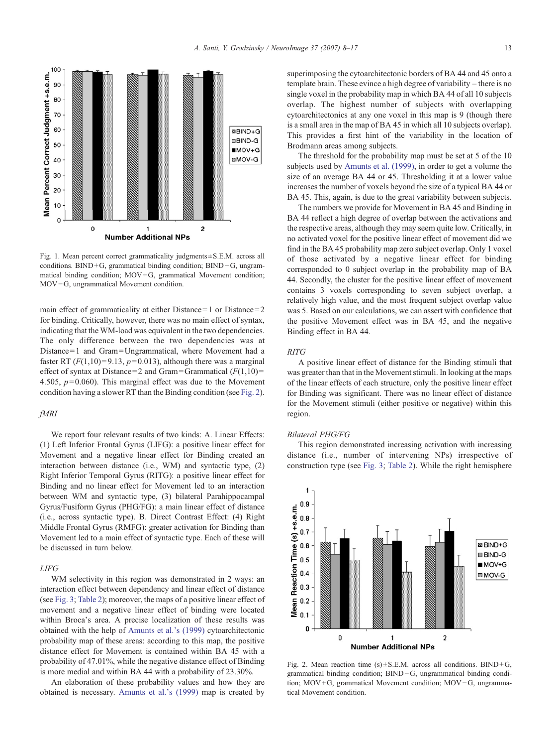Fig. 1. Mean percent correct grammaticality judgments ± S.E.M. across all conditions. BIND + G, grammatical binding condition; BIND − G, ungrammatical binding condition; MOV + G, grammatical Movement condition; MOV − G, ungrammatical Movement condition.

main effect of grammaticality at either Distance = 1 or Distance = 2 for binding. Critically, however, there was no main effect of syntax, indicating that the WM-load was equivalent in the two dependencies. The only difference between the two dependencies was at Distance = 1 and Gram = Ungrammatical, where Movement had a faster RT ($F(1,10) = 9.13$, $p = 0.013$), although there was a marginal effect of syntax at Distance = 2 and Gram = Grammatical ($F(1,10) = 4.505$, $p = 0.060$). This marginal effect was due to the Movement condition having a slower RT than the Binding condition (see Fig. 2).

### *fMRI*

We report four relevant results of two kinds: A. Linear Effects: (1) Left Inferior Frontal Gyrus (LIFG): a positive linear effect for Movement and a negative linear effect for Binding created an interaction between distance (i.e., WM) and syntactic type, (2) Right Inferior Temporal Gyrus (RITG): a positive linear effect for Binding and no linear effect for Movement led to an interaction between WM and syntactic type, (3) bilateral Parahippocampal Gyrus/Fusiform Gyrus (PHG/FG): a main linear effect of distance (i.e., across syntactic type). B. Direct Contrast Effect: (4) Right Middle Frontal Gyrus (RMFG): greater activation for Binding than Movement led to a main effect of syntactic type. Each of these will be discussed in turn below.

### *LIFG*

WM selectivity in this region was demonstrated in 2 ways: an interaction effect between dependency and linear effect of distance (see Fig. 3; Table 2); moreover, the maps of a positive linear effect of movement and a negative linear effect of binding were located within Broca's area. A precise localization of these results was obtained with the help of Amunts et al.'s (1999) cytoarchitectonic probability map of these areas: according to this map, the positive distance effect for Movement is contained within BA 45 with a probability of 47.01%, while the negative distance effect of Binding is more medial and within BA 44 with a probability of 23.30%.

An elaboration of these probability values and how they are obtained is necessary. Amunts et al.'s (1999) map is created by superimposing the cytoarchitectonic borders of BA 44 and 45 onto a template brain. These evince a high degree of variability – there is no single voxel in the probability map in which BA 44 of all 10 subjects overlap. The highest number of subjects with overlapping cytoarchitectonics at any one voxel in this map is 9 (though there is a small area in the map of BA 45 in which all 10 subjects overlap). This provides a first hint of the variability in the location of Brodmann areas among subjects.

The threshold for the probability map must be set at 5 of the 10 subjects used by Amunts et al. (1999), in order to get a volume the size of an average BA 44 or 45. Thresholding it at a lower value increases the number of voxels beyond the size of a typical BA 44 or BA 45. This, again, is due to the great variability between subjects.

The numbers we provide for Movement in BA 45 and Binding in BA 44 reflect a high degree of overlap between the activations and the respective areas, although they may seem quite low. Critically, in no activated voxel for the positive linear effect of movement did we find in the BA 45 probability map zero subject overlap. Only 1 voxel of those activated by a negative linear effect for binding corresponded to 0 subject overlap in the probability map of BA 44. Secondly, the cluster for the positive linear effect of movement contains 3 voxels corresponding to seven subject overlap, a relatively high value, and the most frequent subject overlap value was 5. Based on our calculations, we can assert with confidence that the positive Movement effect was in BA 45, and the negative Binding effect in BA 44.

### *RITG*

A positive linear effect of distance for the Binding stimuli that was greater than that in the Movement stimuli. In looking at the maps of the linear effects of each structure, only the positive linear effect for Binding was significant. There was no linear effect of distance for the Movement stimuli (either positive or negative) within this region.

### *Bilateral PHG/FG*

This region demonstrated increasing activation with increasing distance (i.e., number of intervening NPs) irrespective of construction type (see Fig. 3; Table 2). While the right hemisphere

Fig. 2. Mean reaction time (s) ± S.E.M. across all conditions. BIND + G, grammatical binding condition; BIND − G, ungrammatical binding condition; MOV + G, grammatical Movement condition; MOV − G, ungrammatical Movement condition.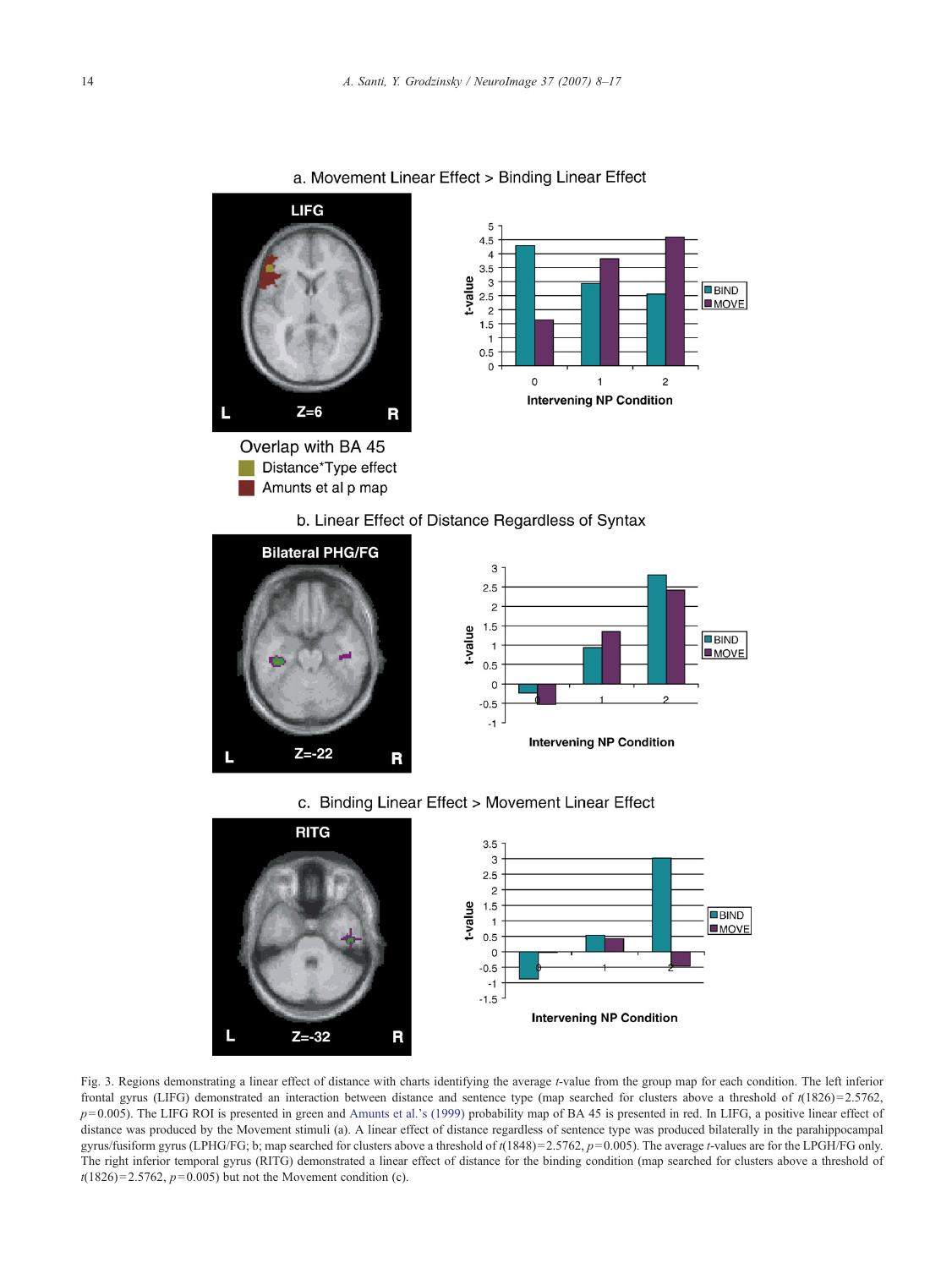Fig. 3. Regions demonstrating a linear effect of distance with charts identifying the average $t$-value from the group map for each condition. The left inferior frontal gyrus (LIFG) demonstrated an interaction between distance and sentence type (map searched for clusters above a threshold of $t(1826)=2.5762$, $p=0.005$). The LIFG ROI is presented in green and Amunts et al.'s (1999) probability map of BA 45 is presented in red. In LIFG, a positive linear effect of distance was produced by the Movement stimuli (a). A linear effect of distance regardless of sentence type was produced bilaterally in the parahippocampal gyrus/fusiform gyrus (LPHG/FG; b; map searched for clusters above a threshold of $t(1848)=2.5762$, $p=0.005$). The average $t$-values are for the LPGH/FG only. The right inferior temporal gyrus (RITG) demonstrated a linear effect of distance for the binding condition (map searched for clusters above a threshold of $t(1826)=2.5762$, $p=0.005$) but not the Movement condition (c).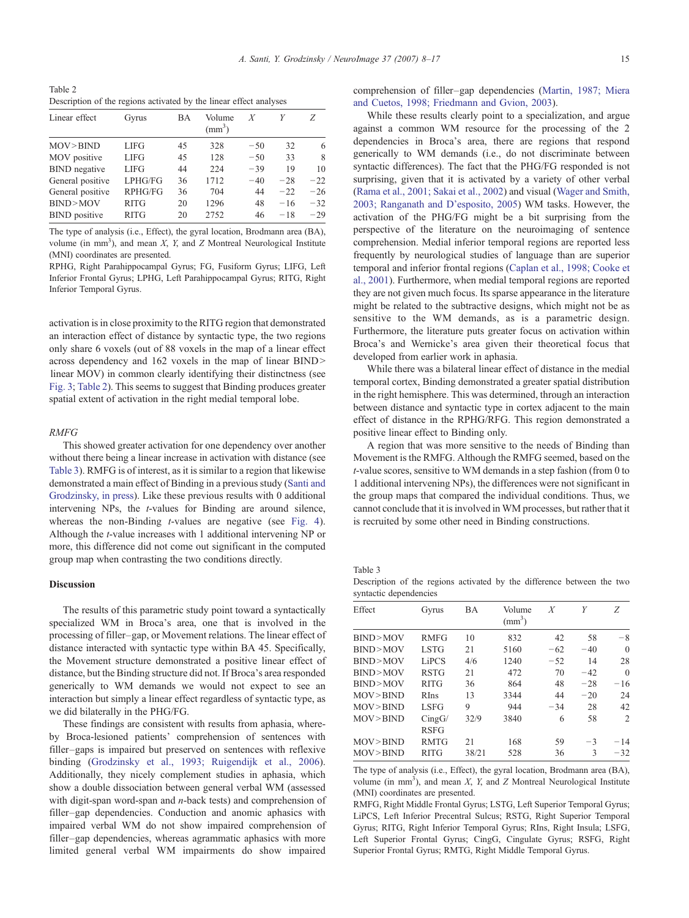Table 2
Description of the regions activated by the linear effect analyses

| Linear effect | Gyrus | BA | Volume (mm$^3$) | X | Y | Z |
|---|---|---|---|---|---|---|
| MOV > BIND | LIFG | 45 | 328 | −50 | 32 | 6 |
| MOV positive | LIFG | 45 | 128 | −50 | 33 | 8 |
| BIND negative | LIFG | 44 | 224 | −39 | 19 | 10 |
| General positive | LPHG/FG | 36 | 1712 | −40 | −28 | −22 |
| General positive | RPHG/FG | 36 | 704 | 44 | −22 | −26 |
| BIND > MOV | RITG | 20 | 1296 | 48 | −16 | −32 |
| BIND positive | RITG | 20 | 2752 | 46 | −18 | −29 |

The type of analysis (i.e., Effect), the gyral location, Brodmann area (BA), volume (in mm$^3$), and mean X, Y, and Z Montreal Neurological Institute (MNI) coordinates are presented.

RPHG, Right Parahippocampal Gyrus; FG, Fusiform Gyrus; LIFG, Left Inferior Frontal Gyrus; LPHG, Left Parahippocampal Gyrus; RITG, Right Inferior Temporal Gyrus.

activation is in close proximity to the RITG region that demonstrated an interaction effect of distance by syntactic type, the two regions only share 6 voxels (out of 88 voxels in the map of a linear effect across dependency and 162 voxels in the map of linear BIND > linear MOV) in common clearly identifying their distinctness (see Fig. 3; Table 2). This seems to suggest that Binding produces greater spatial extent of activation in the right medial temporal lobe.

*RMFG*

This showed greater activation for one dependency over another without there being a linear increase in activation with distance (see Table 3). RMFG is of interest, as it is similar to a region that likewise demonstrated a main effect of Binding in a previous study (Santi and Grodzinsky, in press). Like these previous results with 0 additional intervening NPs, the *t*-values for Binding are around silence, whereas the non-Binding *t*-values are negative (see Fig. 4). Although the *t*-value increases with 1 additional intervening NP or more, this difference did not come out significant in the computed group map when contrasting the two conditions directly.

## Discussion

The results of this parametric study point toward a syntactically specialized WM in Broca's area, one that is involved in the processing of filler–gap, or Movement relations. The linear effect of distance interacted with syntactic type within BA 45. Specifically, the Movement structure demonstrated a positive linear effect of distance, but the Binding structure did not. If Broca's area responded generically to WM demands we would not expect to see an interaction but simply a linear effect regardless of syntactic type, as we did bilaterally in the PHG/FG.

These findings are consistent with results from aphasia, whereby Broca-lesioned patients' comprehension of sentences with filler–gaps is impaired but preserved on sentences with reflexive binding (Grodzinsky et al., 1993; Ruigendijk et al., 2006). Additionally, they nicely complement studies in aphasia, which show a double dissociation between general verbal WM (assessed with digit-span word-span and *n*-back tests) and comprehension of filler–gap dependencies. Conduction and anomic aphasics with impaired verbal WM do not show impaired comprehension of filler–gap dependencies, whereas agrammatic aphasics with more limited general verbal WM impairments do show impaired comprehension of filler–gap dependencies (Martin, 1987; Miera and Cuetos, 1998; Friedmann and Gvion, 2003).

While these results clearly point to a specialization, and argue against a common WM resource for the processing of the 2 dependencies in Broca's area, there are regions that respond generically to WM demands (i.e., do not discriminate between syntactic differences). The fact that the PHG/FG responded is not surprising, given that it is activated by a variety of other verbal (Rama et al., 2001; Sakai et al., 2002) and visual (Wager and Smith, 2003; Ranganath and D'esposito, 2005) WM tasks. However, the activation of the PHG/FG might be a bit surprising from the perspective of the literature on the neuroimaging of sentence comprehension. Medial inferior temporal regions are reported less frequently by neurological studies of language than are superior temporal and inferior frontal regions (Caplan et al., 1998; Cooke et al., 2001). Furthermore, when medial temporal regions are reported they are not given much focus. Its sparse appearance in the literature might be related to the subtractive designs, which might not be as sensitive to the WM demands, as is a parametric design. Furthermore, the literature puts greater focus on activation within Broca's and Wernicke's area given their theoretical focus that developed from earlier work in aphasia.

While there was a bilateral linear effect of distance in the medial temporal cortex, Binding demonstrated a greater spatial distribution in the right hemisphere. This was determined, through an interaction between distance and syntactic type in cortex adjacent to the main effect of distance in the RPHG/RFG. This region demonstrated a positive linear effect to Binding only.

A region that was more sensitive to the needs of Binding than Movement is the RMFG. Although the RMFG seemed, based on the *t*-value scores, sensitive to WM demands in a step fashion (from 0 to 1 additional intervening NPs), the differences were not significant in the group maps that compared the individual conditions. Thus, we cannot conclude that it is involved in WM processes, but rather that it is recruited by some other need in Binding constructions.

Table 3
Description of the regions activated by the difference between the two syntactic dependencies

| Effect | Gyrus | BA | Volume (mm$^3$) | X | Y | Z |
|---|---|---|---|---|---|---|
| BIND > MOV | RMFG | 10 | 832 | 42 | 58 | −8 |
| BIND > MOV | LSTG | 21 | 5160 | −62 | −40 | 0 |
| BIND > MOV | LiPCS | 4/6 | 1240 | −52 | 14 | 28 |
| BIND > MOV | RSTG | 21 | 472 | 70 | −42 | 0 |
| BIND > MOV | RITG | 36 | 864 | 48 | −28 | −16 |
| MOV > BIND | RIns | 13 | 3344 | 44 | −20 | 24 |
| MOV > BIND | LSFG | 9 | 944 | −34 | 28 | 42 |
| MOV > BIND | CingG/RSFG | 32/9 | 3840 | 6 | 58 | 2 |
| MOV > BIND | RMTG | 21 | 168 | 59 | −3 | −14 |
| MOV > BIND | RITG | 38/21 | 528 | 36 | 3 | −32 |

The type of analysis (i.e., Effect), the gyral location, Brodmann area (BA), volume (in mm$^3$), and mean X, Y, and Z Montreal Neurological Institute (MNI) coordinates are presented.

RMFG, Right Middle Frontal Gyrus; LSTG, Left Superior Temporal Gyrus; LiPCS, Left Inferior Precentral Sulcus; RSTG, Right Superior Temporal Gyrus; RITG, Right Inferior Temporal Gyrus; RIns, Right Insula; LSFG, Left Superior Frontal Gyrus; CingG, Cingulate Gyrus; RSFG, Right Superior Frontal Gyrus; RMTG, Right Middle Temporal Gyrus.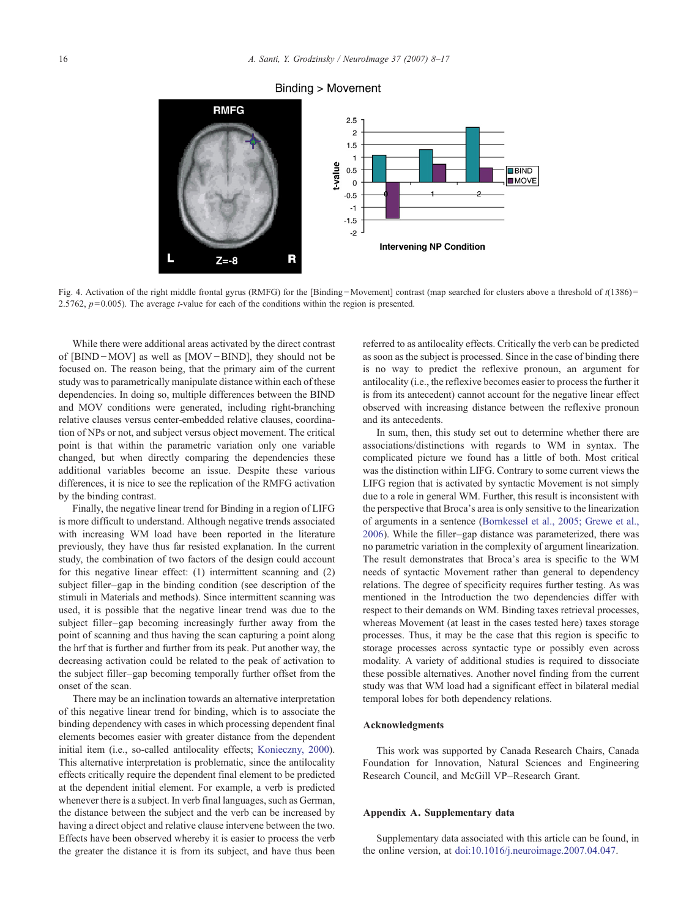Fig. 4. Activation of the right middle frontal gyrus (RMFG) for the [Binding − Movement] contrast (map searched for clusters above a threshold of $t(1386) = 2.5762$, $p = 0.005$). The average $t$-value for each of the conditions within the region is presented.

While there were additional areas activated by the direct contrast of [BIND − MOV] as well as [MOV − BIND], they should not be focused on. The reason being, that the primary aim of the current study was to parametrically manipulate distance within each of these dependencies. In doing so, multiple differences between the BIND and MOV conditions were generated, including right-branching relative clauses versus center-embedded relative clauses, coordination of NPs or not, and subject versus object movement. The critical point is that within the parametric variation only one variable changed, but when directly comparing the dependencies these additional variables become an issue. Despite these various differences, it is nice to see the replication of the RMFG activation by the binding contrast.

Finally, the negative linear trend for Binding in a region of LIFG is more difficult to understand. Although negative trends associated with increasing WM load have been reported in the literature previously, they have thus far resisted explanation. In the current study, the combination of two factors of the design could account for this negative linear effect: (1) intermittent scanning and (2) subject filler–gap in the binding condition (see description of the stimuli in Materials and methods). Since intermittent scanning was used, it is possible that the negative linear trend was due to the subject filler–gap becoming increasingly further away from the point of scanning and thus having the scan capturing a point along the hrf that is further and further from its peak. Put another way, the decreasing activation could be related to the peak of activation to the subject filler–gap becoming temporally further offset from the onset of the scan.

There may be an inclination towards an alternative interpretation of this negative linear trend for binding, which is to associate the binding dependency with cases in which processing dependent final elements becomes easier with greater distance from the dependent initial item (i.e., so-called antilocality effects; Konieczny, 2000). This alternative interpretation is problematic, since the antilocality effects critically require the dependent final element to be predicted at the dependent initial element. For example, a verb is predicted whenever there is a subject. In verb final languages, such as German, the distance between the subject and the verb can be increased by having a direct object and relative clause intervene between the two. Effects have been observed whereby it is easier to process the verb the greater the distance it is from its subject, and have thus been referred to as antilocality effects. Critically the verb can be predicted as soon as the subject is processed. Since in the case of binding there is no way to predict the reflexive pronoun, an argument for antilocality (i.e., the reflexive becomes easier to process the further it is from its antecedent) cannot account for the negative linear effect observed with increasing distance between the reflexive pronoun and its antecedents.

In sum, then, this study set out to determine whether there are associations/distinctions with regards to WM in syntax. The complicated picture we found has a little of both. Most critical was the distinction within LIFG. Contrary to some current views the LIFG region that is activated by syntactic Movement is not simply due to a role in general WM. Further, this result is inconsistent with the perspective that Broca's area is only sensitive to the linearization of arguments in a sentence (Bornkessel et al., 2005; Grewe et al., 2006). While the filler–gap distance was parameterized, there was no parametric variation in the complexity of argument linearization. The result demonstrates that Broca's area is specific to the WM needs of syntactic Movement rather than general to dependency relations. The degree of specificity requires further testing. As was mentioned in the Introduction the two dependencies differ with respect to their demands on WM. Binding taxes retrieval processes, whereas Movement (at least in the cases tested here) taxes storage processes. Thus, it may be the case that this region is specific to storage processes across syntactic type or possibly even across modality. A variety of additional studies is required to dissociate these possible alternatives. Another novel finding from the current study was that WM load had a significant effect in bilateral medial temporal lobes for both dependency relations.

## Acknowledgments

This work was supported by Canada Research Chairs, Canada Foundation for Innovation, Natural Sciences and Engineering Research Council, and McGill VP–Research Grant.

## Appendix A. Supplementary data

Supplementary data associated with this article can be found, in the online version, at doi:10.1016/j.neuroimage.2007.04.047.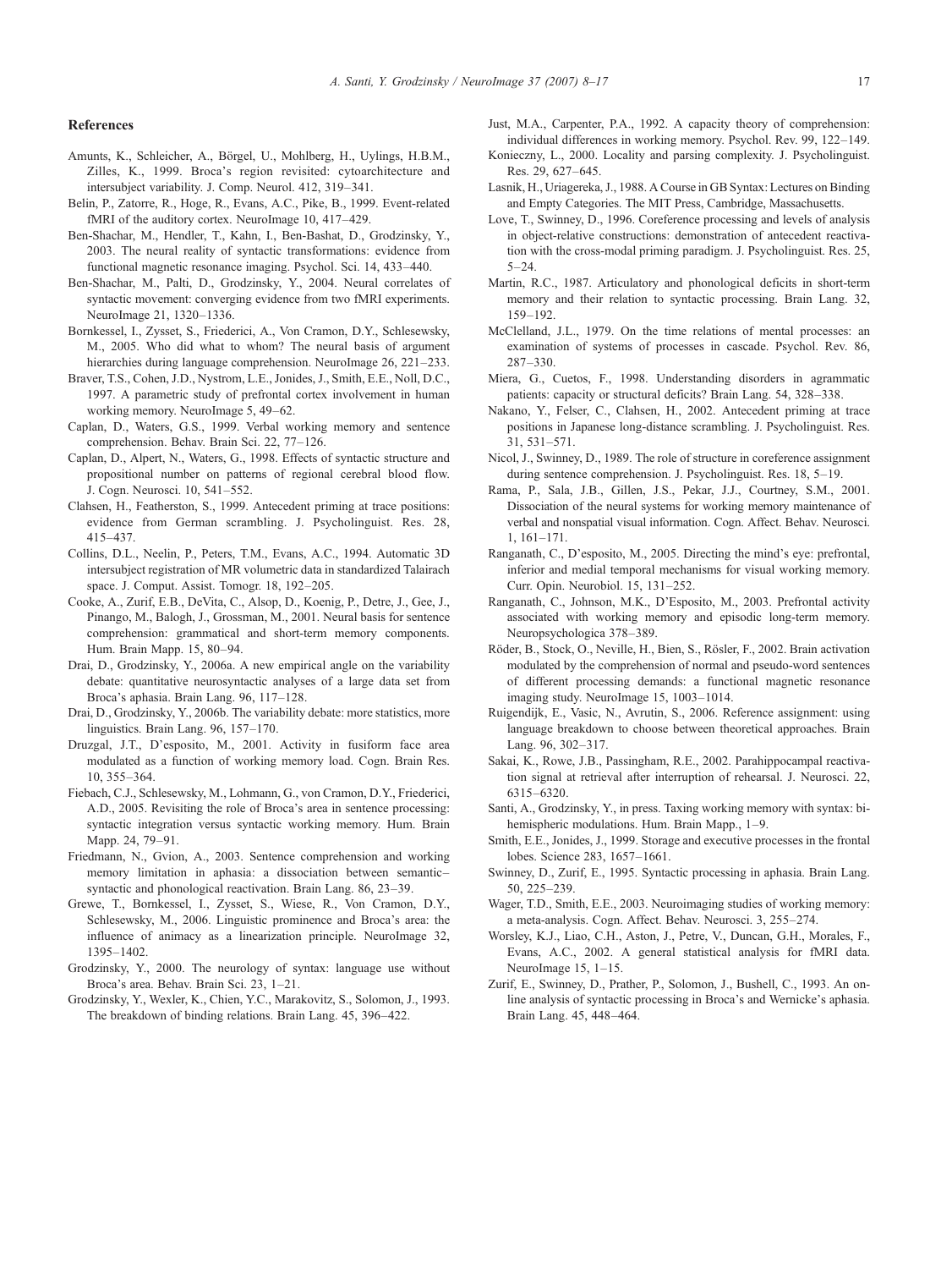## References

Amunts, K., Schleicher, A., Börgel, U., Mohlberg, H., Uylings, H.B.M., Zilles, K., 1999. Broca's region revisited: cytoarchitecture and intersubject variability. J. Comp. Neurol. 412, 319–341.

Belin, P., Zatorre, R., Hoge, R., Evans, A.C., Pike, B., 1999. Event-related fMRI of the auditory cortex. NeuroImage 10, 417–429.

Ben-Shachar, M., Hendler, T., Kahn, I., Ben-Bashat, D., Grodzinsky, Y., 2003. The neural reality of syntactic transformations: evidence from functional magnetic resonance imaging. Psychol. Sci. 14, 433–440.

Ben-Shachar, M., Palti, D., Grodzinsky, Y., 2004. Neural correlates of syntactic movement: converging evidence from two fMRI experiments. NeuroImage 21, 1320–1336.

Bornkessel, I., Zysset, S., Friederici, A., Von Cramon, D.Y., Schlesewsky, M., 2005. Who did what to whom? The neural basis of argument hierarchies during language comprehension. NeuroImage 26, 221–233.

Braver, T.S., Cohen, J.D., Nystrom, L.E., Jonides, J., Smith, E.E., Noll, D.C., 1997. A parametric study of prefrontal cortex involvement in human working memory. NeuroImage 5, 49–62.

Caplan, D., Waters, G.S., 1999. Verbal working memory and sentence comprehension. Behav. Brain Sci. 22, 77–126.

Caplan, D., Alpert, N., Waters, G., 1998. Effects of syntactic structure and propositional number on patterns of regional cerebral blood flow. J. Cogn. Neurosci. 10, 541–552.

Clahsen, H., Featherston, S., 1999. Antecedent priming at trace positions: evidence from German scrambling. J. Psycholinguist. Res. 28, 415–437.

Collins, D.L., Neelin, P., Peters, T.M., Evans, A.C., 1994. Automatic 3D intersubject registration of MR volumetric data in standardized Talairach space. J. Comput. Assist. Tomogr. 18, 192–205.

Cooke, A., Zurif, E.B., DeVita, C., Alsop, D., Koenig, P., Detre, J., Gee, J., Pinango, M., Balogh, J., Grossman, M., 2001. Neural basis for sentence comprehension: grammatical and short-term memory components. Hum. Brain Mapp. 15, 80–94.

Drai, D., Grodzinsky, Y., 2006a. A new empirical angle on the variability debate: quantitative neurosyntactic analyses of a large data set from Broca's aphasia. Brain Lang. 96, 117–128.

Drai, D., Grodzinsky, Y., 2006b. The variability debate: more statistics, more linguistics. Brain Lang. 96, 157–170.

Druzgal, J.T., D'esposito, M., 2001. Activity in fusiform face area modulated as a function of working memory load. Cogn. Brain Res. 10, 355–364.

Fiebach, C.J., Schlesewsky, M., Lohmann, G., von Cramon, D.Y., Friederici, A.D., 2005. Revisiting the role of Broca's area in sentence processing: syntactic integration versus syntactic working memory. Hum. Brain Mapp. 24, 79–91.

Friedmann, N., Gvion, A., 2003. Sentence comprehension and working memory limitation in aphasia: a dissociation between semantic–syntactic and phonological reactivation. Brain Lang. 86, 23–39.

Grewe, T., Bornkessel, I., Zysset, S., Wiese, R., Von Cramon, D.Y., Schlesewsky, M., 2006. Linguistic prominence and Broca's area: the influence of animacy as a linearization principle. NeuroImage 32, 1395–1402.

Grodzinsky, Y., 2000. The neurology of syntax: language use without Broca's area. Behav. Brain Sci. 23, 1–21.

Grodzinsky, Y., Wexler, K., Chien, Y.C., Marakovitz, S., Solomon, J., 1993. The breakdown of binding relations. Brain Lang. 45, 396–422.

Just, M.A., Carpenter, P.A., 1992. A capacity theory of comprehension: individual differences in working memory. Psychol. Rev. 99, 122–149.

Konieczny, L., 2000. Locality and parsing complexity. J. Psycholinguist. Res. 29, 627–645.

Lasnik, H., Uriagereka, J., 1988. A Course in GB Syntax: Lectures on Binding and Empty Categories. The MIT Press, Cambridge, Massachusetts.

Love, T., Swinney, D., 1996. Coreference processing and levels of analysis in object-relative constructions: demonstration of antecedent reactivation with the cross-modal priming paradigm. J. Psycholinguist. Res. 25, 5–24.

Martin, R.C., 1987. Articulatory and phonological deficits in short-term memory and their relation to syntactic processing. Brain Lang. 32, 159–192.

McClelland, J.L., 1979. On the time relations of mental processes: an examination of systems of processes in cascade. Psychol. Rev. 86, 287–330.

Miera, G., Cuetos, F., 1998. Understanding disorders in agrammatic patients: capacity or structural deficits? Brain Lang. 54, 328–338.

Nakano, Y., Felser, C., Clahsen, H., 2002. Antecedent priming at trace positions in Japanese long-distance scrambling. J. Psycholinguist. Res. 31, 531–571.

Nicol, J., Swinney, D., 1989. The role of structure in coreference assignment during sentence comprehension. J. Psycholinguist. Res. 18, 5–19.

Rama, P., Sala, J.B., Gillen, J.S., Pekar, J.J., Courtney, S.M., 2001. Dissociation of the neural systems for working memory maintenance of verbal and nonspatial visual information. Cogn. Affect. Behav. Neurosci. 1, 161–171.

Ranganath, C., D'esposito, M., 2005. Directing the mind's eye: prefrontal, inferior and medial temporal mechanisms for visual working memory. Curr. Opin. Neurobiol. 15, 131–252.

Ranganath, C., Johnson, M.K., D'Esposito, M., 2003. Prefrontal activity associated with working memory and episodic long-term memory. Neuropsychologica 378–389.

Röder, B., Stock, O., Neville, H., Bien, S., Rösler, F., 2002. Brain activation modulated by the comprehension of normal and pseudo-word sentences of different processing demands: a functional magnetic resonance imaging study. NeuroImage 15, 1003–1014.

Ruigendijk, E., Vasic, N., Avrutin, S., 2006. Reference assignment: using language breakdown to choose between theoretical approaches. Brain Lang. 96, 302–317.

Sakai, K., Rowe, J.B., Passingham, R.E., 2002. Parahippocampal reactivation signal at retrieval after interruption of rehearsal. J. Neurosci. 22, 6315–6320.

Santi, A., Grodzinsky, Y., in press. Taxing working memory with syntax: bihemispheric modulations. Hum. Brain Mapp., 1–9.

Smith, E.E., Jonides, J., 1999. Storage and executive processes in the frontal lobes. Science 283, 1657–1661.

Swinney, D., Zurif, E., 1995. Syntactic processing in aphasia. Brain Lang. 50, 225–239.

Wager, T.D., Smith, E.E., 2003. Neuroimaging studies of working memory: a meta-analysis. Cogn. Affect. Behav. Neurosci. 3, 255–274.

Worsley, K.J., Liao, C.H., Aston, J., Petre, V., Duncan, G.H., Morales, F., Evans, A.C., 2002. A general statistical analysis for fMRI data. NeuroImage 15, 1–15.

Zurif, E., Swinney, D., Prather, P., Solomon, J., Bushell, C., 1993. An on-line analysis of syntactic processing in Broca's and Wernicke's aphasia. Brain Lang. 45, 448–464.